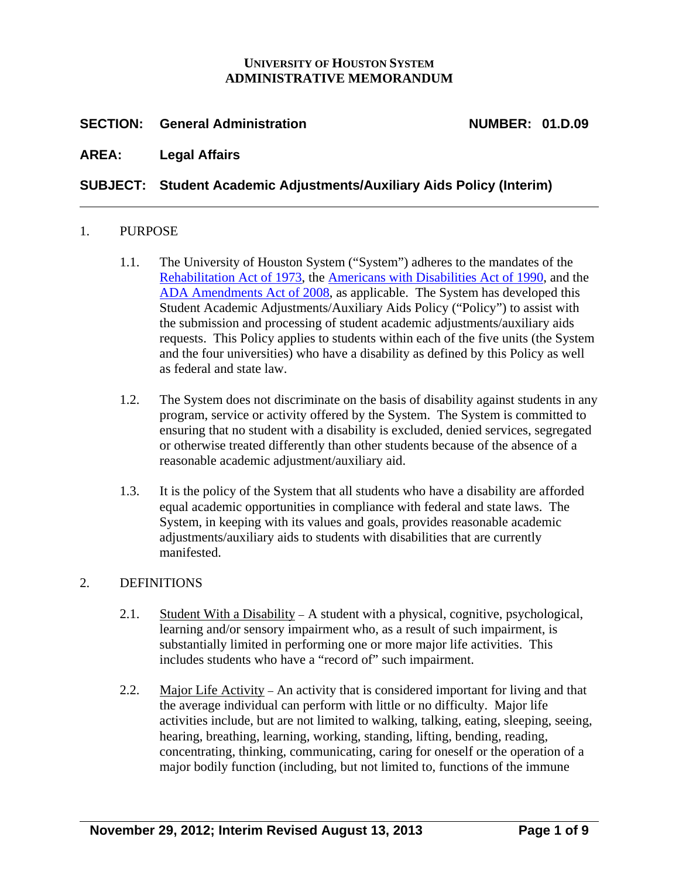**UNIVERSITY OF HOUSTON SYSTEM**
**ADMINISTRATIVE MEMORANDUM**

**SECTION:** **General Administration** **NUMBER: 01.D.09**

**AREA:** **Legal Affairs**

**SUBJECT:** **Student Academic Adjustments/Auxiliary Aids Policy (Interim)**

---

1. PURPOSE

   1.1. The University of Houston System ("System") adheres to the mandates of the Rehabilitation Act of 1973, the Americans with Disabilities Act of 1990, and the ADA Amendments Act of 2008, as applicable. The System has developed this Student Academic Adjustments/Auxiliary Aids Policy ("Policy") to assist with the submission and processing of student academic adjustments/auxiliary aids requests. This Policy applies to students within each of the five units (the System and the four universities) who have a disability as defined by this Policy as well as federal and state law.

   1.2. The System does not discriminate on the basis of disability against students in any program, service or activity offered by the System. The System is committed to ensuring that no student with a disability is excluded, denied services, segregated or otherwise treated differently than other students because of the absence of a reasonable academic adjustment/auxiliary aid.

   1.3. It is the policy of the System that all students who have a disability are afforded equal academic opportunities in compliance with federal and state laws. The System, in keeping with its values and goals, provides reasonable academic adjustments/auxiliary aids to students with disabilities that are currently manifested.

2. DEFINITIONS

   2.1. Student With a Disability – A student with a physical, cognitive, psychological, learning and/or sensory impairment who, as a result of such impairment, is substantially limited in performing one or more major life activities. This includes students who have a "record of" such impairment.

   2.2. Major Life Activity – An activity that is considered important for living and that the average individual can perform with little or no difficulty. Major life activities include, but are not limited to walking, talking, eating, sleeping, seeing, hearing, breathing, learning, working, standing, lifting, bending, reading, concentrating, thinking, communicating, caring for oneself or the operation of a major bodily function (including, but not limited to, functions of the immune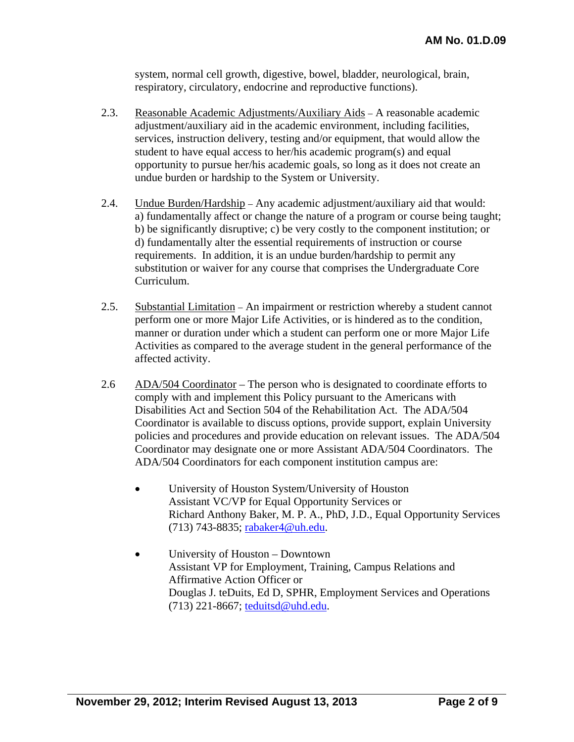system, normal cell growth, digestive, bowel, bladder, neurological, brain, respiratory, circulatory, endocrine and reproductive functions).

2.3. Reasonable Academic Adjustments/Auxiliary Aids – A reasonable academic adjustment/auxiliary aid in the academic environment, including facilities, services, instruction delivery, testing and/or equipment, that would allow the student to have equal access to her/his academic program(s) and equal opportunity to pursue her/his academic goals, so long as it does not create an undue burden or hardship to the System or University.

2.4. Undue Burden/Hardship – Any academic adjustment/auxiliary aid that would: a) fundamentally affect or change the nature of a program or course being taught; b) be significantly disruptive; c) be very costly to the component institution; or d) fundamentally alter the essential requirements of instruction or course requirements. In addition, it is an undue burden/hardship to permit any substitution or waiver for any course that comprises the Undergraduate Core Curriculum.

2.5. Substantial Limitation – An impairment or restriction whereby a student cannot perform one or more Major Life Activities, or is hindered as to the condition, manner or duration under which a student can perform one or more Major Life Activities as compared to the average student in the general performance of the affected activity.

2.6 ADA/504 Coordinator – The person who is designated to coordinate efforts to comply with and implement this Policy pursuant to the Americans with Disabilities Act and Section 504 of the Rehabilitation Act. The ADA/504 Coordinator is available to discuss options, provide support, explain University policies and procedures and provide education on relevant issues. The ADA/504 Coordinator may designate one or more Assistant ADA/504 Coordinators. The ADA/504 Coordinators for each component institution campus are:

- University of Houston System/University of Houston
  Assistant VC/VP for Equal Opportunity Services or
  Richard Anthony Baker, M. P. A., PhD, J.D., Equal Opportunity Services
  (713) 743-8835; rabaker4@uh.edu.

- University of Houston – Downtown
  Assistant VP for Employment, Training, Campus Relations and Affirmative Action Officer or
  Douglas J. teDuits, Ed D, SPHR, Employment Services and Operations
  (713) 221-8667; teduitsd@uhd.edu.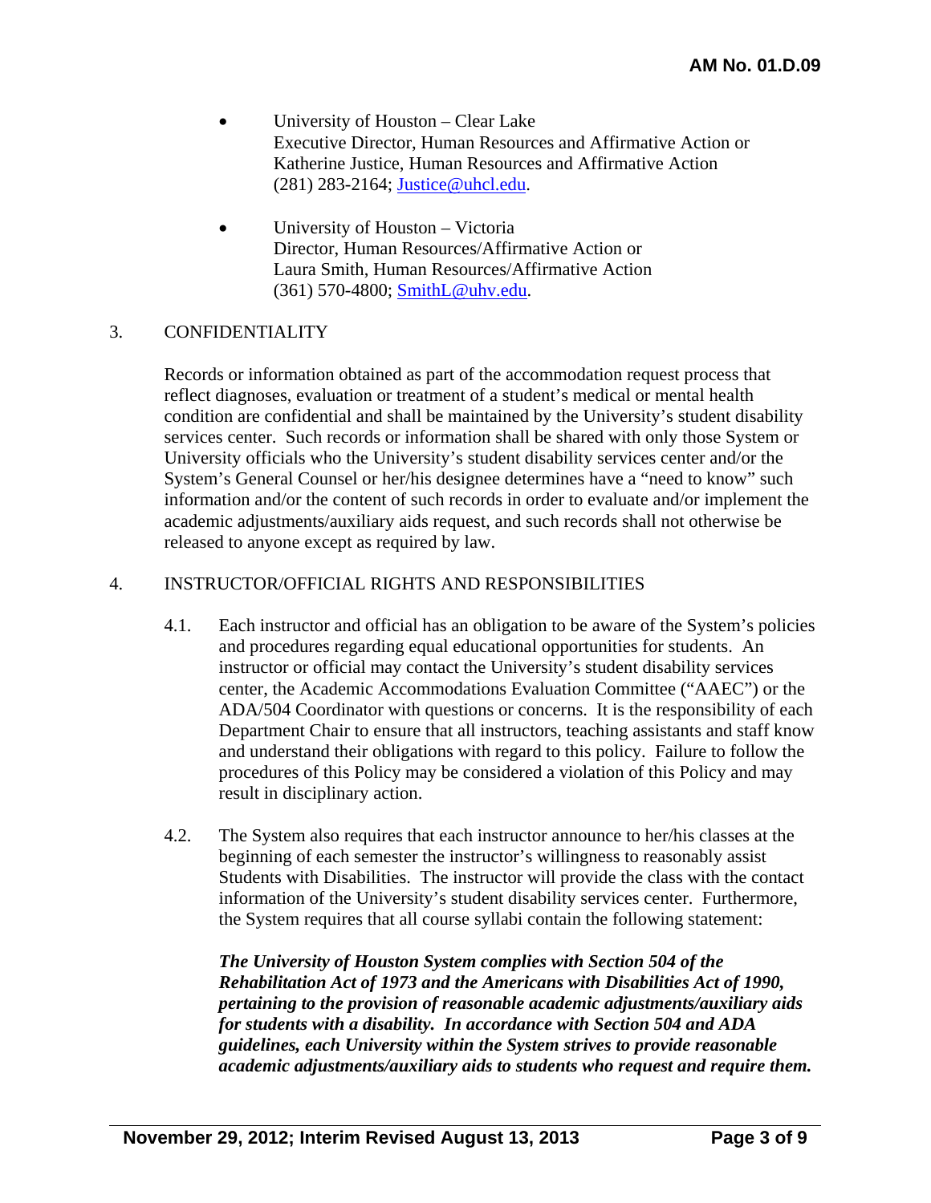- University of Houston – Clear Lake
  Executive Director, Human Resources and Affirmative Action or
  Katherine Justice, Human Resources and Affirmative Action
  (281) 283-2164; Justice@uhcl.edu.

- University of Houston – Victoria
  Director, Human Resources/Affirmative Action or
  Laura Smith, Human Resources/Affirmative Action
  (361) 570-4800; SmithL@uhv.edu.

3. CONFIDENTIALITY

Records or information obtained as part of the accommodation request process that reflect diagnoses, evaluation or treatment of a student's medical or mental health condition are confidential and shall be maintained by the University's student disability services center. Such records or information shall be shared with only those System or University officials who the University's student disability services center and/or the System's General Counsel or her/his designee determines have a "need to know" such information and/or the content of such records in order to evaluate and/or implement the academic adjustments/auxiliary aids request, and such records shall not otherwise be released to anyone except as required by law.

4. INSTRUCTOR/OFFICIAL RIGHTS AND RESPONSIBILITIES

4.1. Each instructor and official has an obligation to be aware of the System's policies and procedures regarding equal educational opportunities for students. An instructor or official may contact the University's student disability services center, the Academic Accommodations Evaluation Committee ("AAEC") or the ADA/504 Coordinator with questions or concerns. It is the responsibility of each Department Chair to ensure that all instructors, teaching assistants and staff know and understand their obligations with regard to this policy. Failure to follow the procedures of this Policy may be considered a violation of this Policy and may result in disciplinary action.

4.2. The System also requires that each instructor announce to her/his classes at the beginning of each semester the instructor's willingness to reasonably assist Students with Disabilities. The instructor will provide the class with the contact information of the University's student disability services center. Furthermore, the System requires that all course syllabi contain the following statement:

***The University of Houston System complies with Section 504 of the Rehabilitation Act of 1973 and the Americans with Disabilities Act of 1990, pertaining to the provision of reasonable academic adjustments/auxiliary aids for students with a disability. In accordance with Section 504 and ADA guidelines, each University within the System strives to provide reasonable academic adjustments/auxiliary aids to students who request and require them.***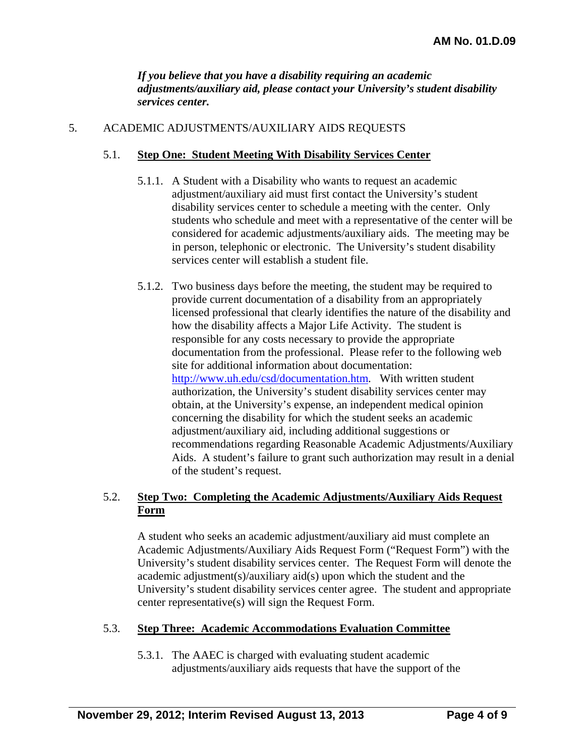***If you believe that you have a disability requiring an academic adjustments/auxiliary aid, please contact your University's student disability services center.***

5. ACADEMIC ADJUSTMENTS/AUXILIARY AIDS REQUESTS

5.1. **Step One: Student Meeting With Disability Services Center**

5.1.1. A Student with a Disability who wants to request an academic adjustment/auxiliary aid must first contact the University's student disability services center to schedule a meeting with the center. Only students who schedule and meet with a representative of the center will be considered for academic adjustments/auxiliary aids. The meeting may be in person, telephonic or electronic. The University's student disability services center will establish a student file.

5.1.2. Two business days before the meeting, the student may be required to provide current documentation of a disability from an appropriately licensed professional that clearly identifies the nature of the disability and how the disability affects a Major Life Activity. The student is responsible for any costs necessary to provide the appropriate documentation from the professional. Please refer to the following web site for additional information about documentation: http://www.uh.edu/csd/documentation.htm. With written student authorization, the University's student disability services center may obtain, at the University's expense, an independent medical opinion concerning the disability for which the student seeks an academic adjustment/auxiliary aid, including additional suggestions or recommendations regarding Reasonable Academic Adjustments/Auxiliary Aids. A student's failure to grant such authorization may result in a denial of the student's request.

5.2. **Step Two: Completing the Academic Adjustments/Auxiliary Aids Request Form**

A student who seeks an academic adjustment/auxiliary aid must complete an Academic Adjustments/Auxiliary Aids Request Form ("Request Form") with the University's student disability services center. The Request Form will denote the academic adjustment(s)/auxiliary aid(s) upon which the student and the University's student disability services center agree. The student and appropriate center representative(s) will sign the Request Form.

5.3. **Step Three: Academic Accommodations Evaluation Committee**

5.3.1. The AAEC is charged with evaluating student academic adjustments/auxiliary aids requests that have the support of the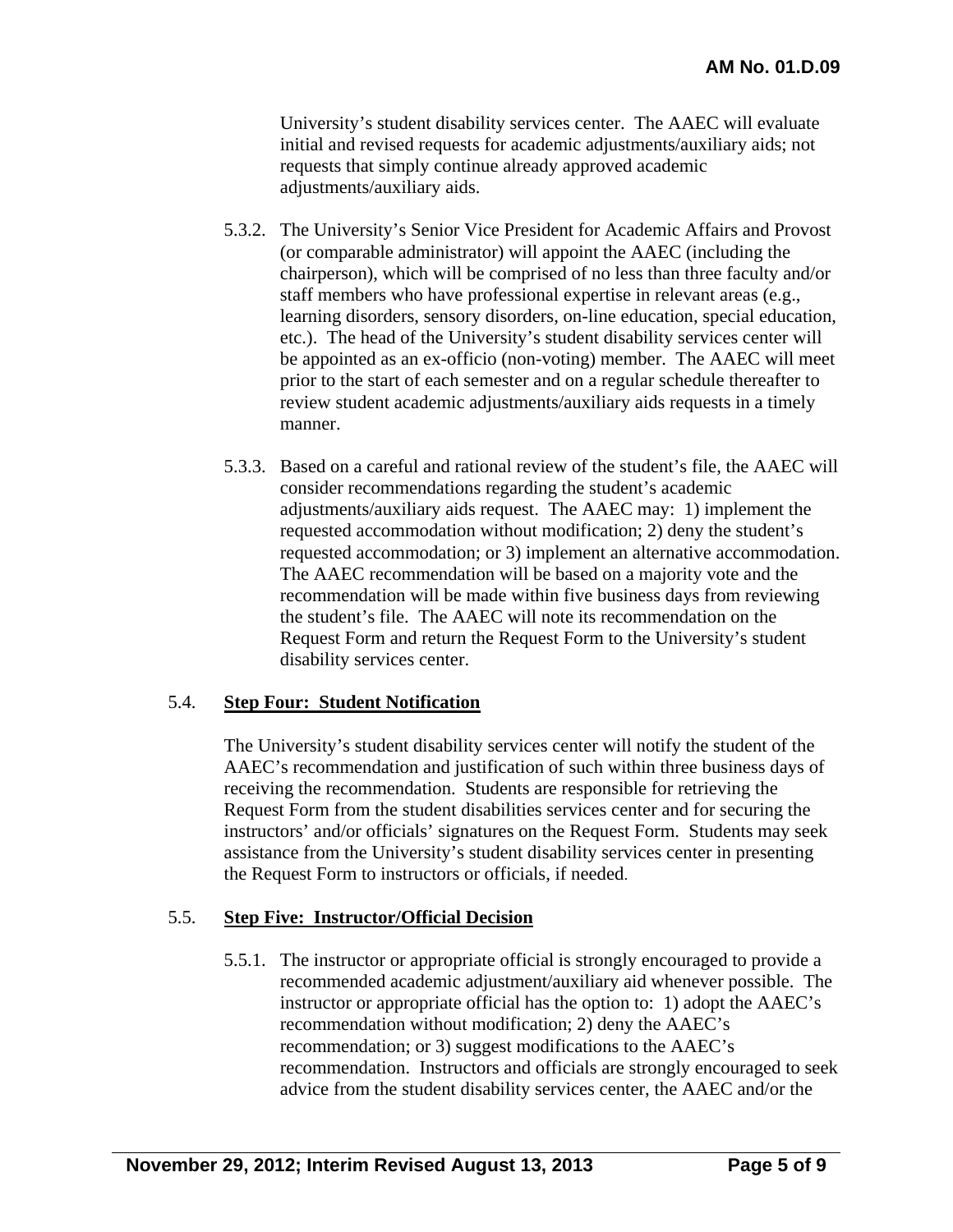University's student disability services center. The AAEC will evaluate initial and revised requests for academic adjustments/auxiliary aids; not requests that simply continue already approved academic adjustments/auxiliary aids.

5.3.2. The University's Senior Vice President for Academic Affairs and Provost (or comparable administrator) will appoint the AAEC (including the chairperson), which will be comprised of no less than three faculty and/or staff members who have professional expertise in relevant areas (e.g., learning disorders, sensory disorders, on-line education, special education, etc.). The head of the University's student disability services center will be appointed as an ex-officio (non-voting) member. The AAEC will meet prior to the start of each semester and on a regular schedule thereafter to review student academic adjustments/auxiliary aids requests in a timely manner.

5.3.3. Based on a careful and rational review of the student's file, the AAEC will consider recommendations regarding the student's academic adjustments/auxiliary aids request. The AAEC may: 1) implement the requested accommodation without modification; 2) deny the student's requested accommodation; or 3) implement an alternative accommodation. The AAEC recommendation will be based on a majority vote and the recommendation will be made within five business days from reviewing the student's file. The AAEC will note its recommendation on the Request Form and return the Request Form to the University's student disability services center.

## 5.4. Step Four: Student Notification

The University's student disability services center will notify the student of the AAEC's recommendation and justification of such within three business days of receiving the recommendation. Students are responsible for retrieving the Request Form from the student disabilities services center and for securing the instructors' and/or officials' signatures on the Request Form. Students may seek assistance from the University's student disability services center in presenting the Request Form to instructors or officials, if needed.

## 5.5. Step Five: Instructor/Official Decision

5.5.1. The instructor or appropriate official is strongly encouraged to provide a recommended academic adjustment/auxiliary aid whenever possible. The instructor or appropriate official has the option to: 1) adopt the AAEC's recommendation without modification; 2) deny the AAEC's recommendation; or 3) suggest modifications to the AAEC's recommendation. Instructors and officials are strongly encouraged to seek advice from the student disability services center, the AAEC and/or the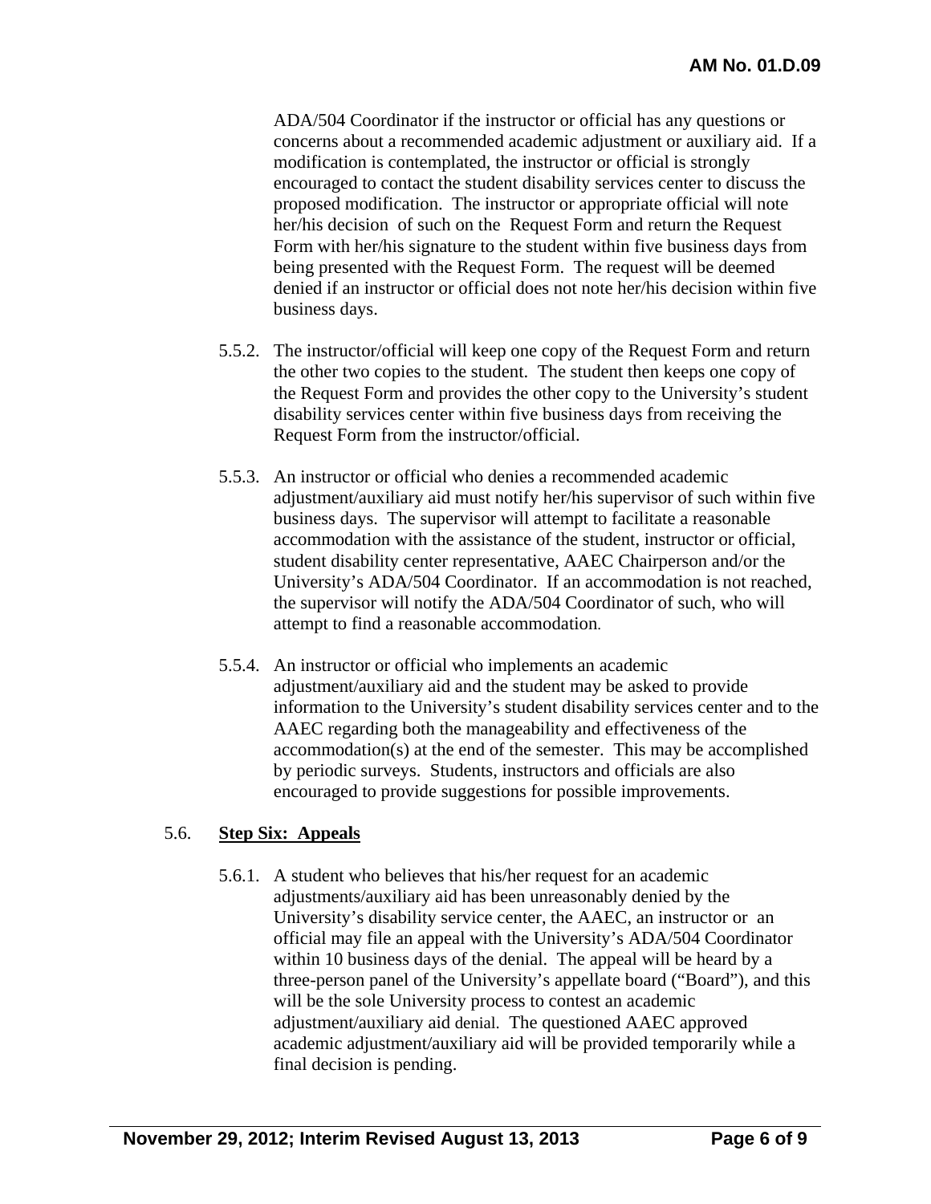ADA/504 Coordinator if the instructor or official has any questions or concerns about a recommended academic adjustment or auxiliary aid. If a modification is contemplated, the instructor or official is strongly encouraged to contact the student disability services center to discuss the proposed modification. The instructor or appropriate official will note her/his decision of such on the Request Form and return the Request Form with her/his signature to the student within five business days from being presented with the Request Form. The request will be deemed denied if an instructor or official does not note her/his decision within five business days.

5.5.2. The instructor/official will keep one copy of the Request Form and return the other two copies to the student. The student then keeps one copy of the Request Form and provides the other copy to the University's student disability services center within five business days from receiving the Request Form from the instructor/official.

5.5.3. An instructor or official who denies a recommended academic adjustment/auxiliary aid must notify her/his supervisor of such within five business days. The supervisor will attempt to facilitate a reasonable accommodation with the assistance of the student, instructor or official, student disability center representative, AAEC Chairperson and/or the University's ADA/504 Coordinator. If an accommodation is not reached, the supervisor will notify the ADA/504 Coordinator of such, who will attempt to find a reasonable accommodation.

5.5.4. An instructor or official who implements an academic adjustment/auxiliary aid and the student may be asked to provide information to the University's student disability services center and to the AAEC regarding both the manageability and effectiveness of the accommodation(s) at the end of the semester. This may be accomplished by periodic surveys. Students, instructors and officials are also encouraged to provide suggestions for possible improvements.

5.6. **Step Six: Appeals**

5.6.1. A student who believes that his/her request for an academic adjustments/auxiliary aid has been unreasonably denied by the University's disability service center, the AAEC, an instructor or an official may file an appeal with the University's ADA/504 Coordinator within 10 business days of the denial. The appeal will be heard by a three-person panel of the University's appellate board ("Board"), and this will be the sole University process to contest an academic adjustment/auxiliary aid denial. The questioned AAEC approved academic adjustment/auxiliary aid will be provided temporarily while a final decision is pending.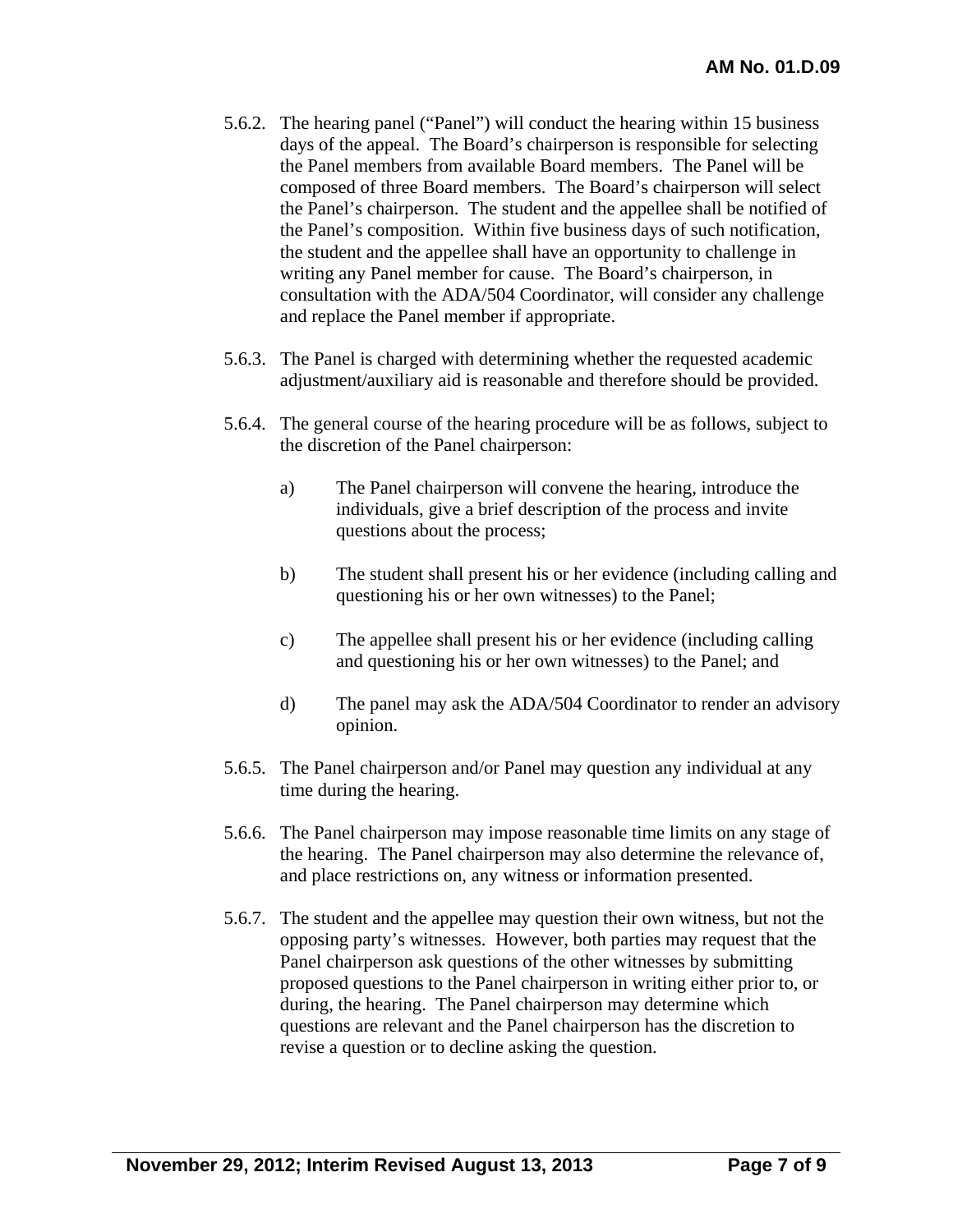5.6.2. The hearing panel ("Panel") will conduct the hearing within 15 business days of the appeal. The Board's chairperson is responsible for selecting the Panel members from available Board members. The Panel will be composed of three Board members. The Board's chairperson will select the Panel's chairperson. The student and the appellee shall be notified of the Panel's composition. Within five business days of such notification, the student and the appellee shall have an opportunity to challenge in writing any Panel member for cause. The Board's chairperson, in consultation with the ADA/504 Coordinator, will consider any challenge and replace the Panel member if appropriate.

5.6.3. The Panel is charged with determining whether the requested academic adjustment/auxiliary aid is reasonable and therefore should be provided.

5.6.4. The general course of the hearing procedure will be as follows, subject to the discretion of the Panel chairperson:

a) The Panel chairperson will convene the hearing, introduce the individuals, give a brief description of the process and invite questions about the process;

b) The student shall present his or her evidence (including calling and questioning his or her own witnesses) to the Panel;

c) The appellee shall present his or her evidence (including calling and questioning his or her own witnesses) to the Panel; and

d) The panel may ask the ADA/504 Coordinator to render an advisory opinion.

5.6.5. The Panel chairperson and/or Panel may question any individual at any time during the hearing.

5.6.6. The Panel chairperson may impose reasonable time limits on any stage of the hearing. The Panel chairperson may also determine the relevance of, and place restrictions on, any witness or information presented.

5.6.7. The student and the appellee may question their own witness, but not the opposing party's witnesses. However, both parties may request that the Panel chairperson ask questions of the other witnesses by submitting proposed questions to the Panel chairperson in writing either prior to, or during, the hearing. The Panel chairperson may determine which questions are relevant and the Panel chairperson has the discretion to revise a question or to decline asking the question.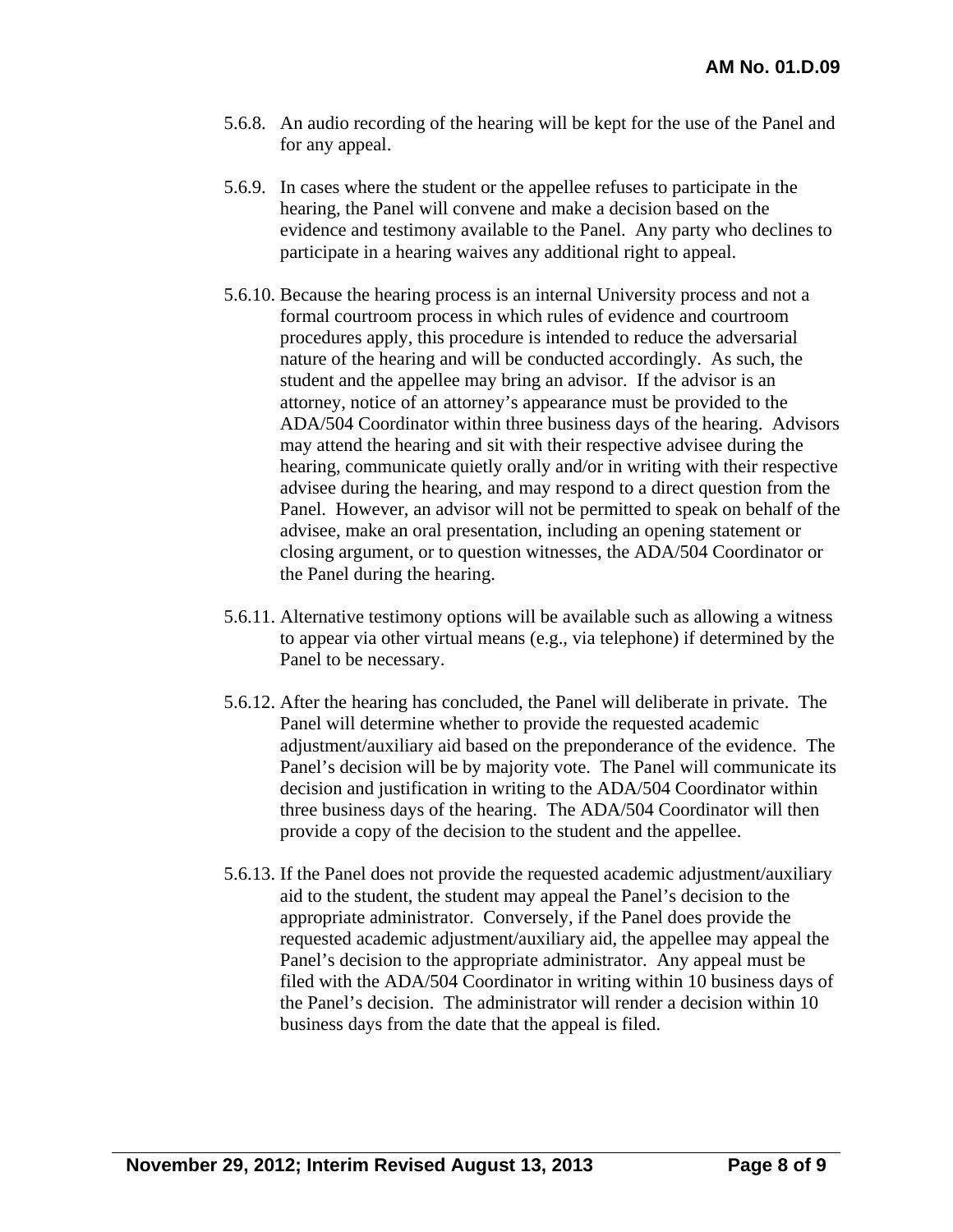5.6.8. An audio recording of the hearing will be kept for the use of the Panel and for any appeal.

5.6.9. In cases where the student or the appellee refuses to participate in the hearing, the Panel will convene and make a decision based on the evidence and testimony available to the Panel. Any party who declines to participate in a hearing waives any additional right to appeal.

5.6.10. Because the hearing process is an internal University process and not a formal courtroom process in which rules of evidence and courtroom procedures apply, this procedure is intended to reduce the adversarial nature of the hearing and will be conducted accordingly. As such, the student and the appellee may bring an advisor. If the advisor is an attorney, notice of an attorney's appearance must be provided to the ADA/504 Coordinator within three business days of the hearing. Advisors may attend the hearing and sit with their respective advisee during the hearing, communicate quietly orally and/or in writing with their respective advisee during the hearing, and may respond to a direct question from the Panel. However, an advisor will not be permitted to speak on behalf of the advisee, make an oral presentation, including an opening statement or closing argument, or to question witnesses, the ADA/504 Coordinator or the Panel during the hearing.

5.6.11. Alternative testimony options will be available such as allowing a witness to appear via other virtual means (e.g., via telephone) if determined by the Panel to be necessary.

5.6.12. After the hearing has concluded, the Panel will deliberate in private. The Panel will determine whether to provide the requested academic adjustment/auxiliary aid based on the preponderance of the evidence. The Panel's decision will be by majority vote. The Panel will communicate its decision and justification in writing to the ADA/504 Coordinator within three business days of the hearing. The ADA/504 Coordinator will then provide a copy of the decision to the student and the appellee.

5.6.13. If the Panel does not provide the requested academic adjustment/auxiliary aid to the student, the student may appeal the Panel's decision to the appropriate administrator. Conversely, if the Panel does provide the requested academic adjustment/auxiliary aid, the appellee may appeal the Panel's decision to the appropriate administrator. Any appeal must be filed with the ADA/504 Coordinator in writing within 10 business days of the Panel's decision. The administrator will render a decision within 10 business days from the date that the appeal is filed.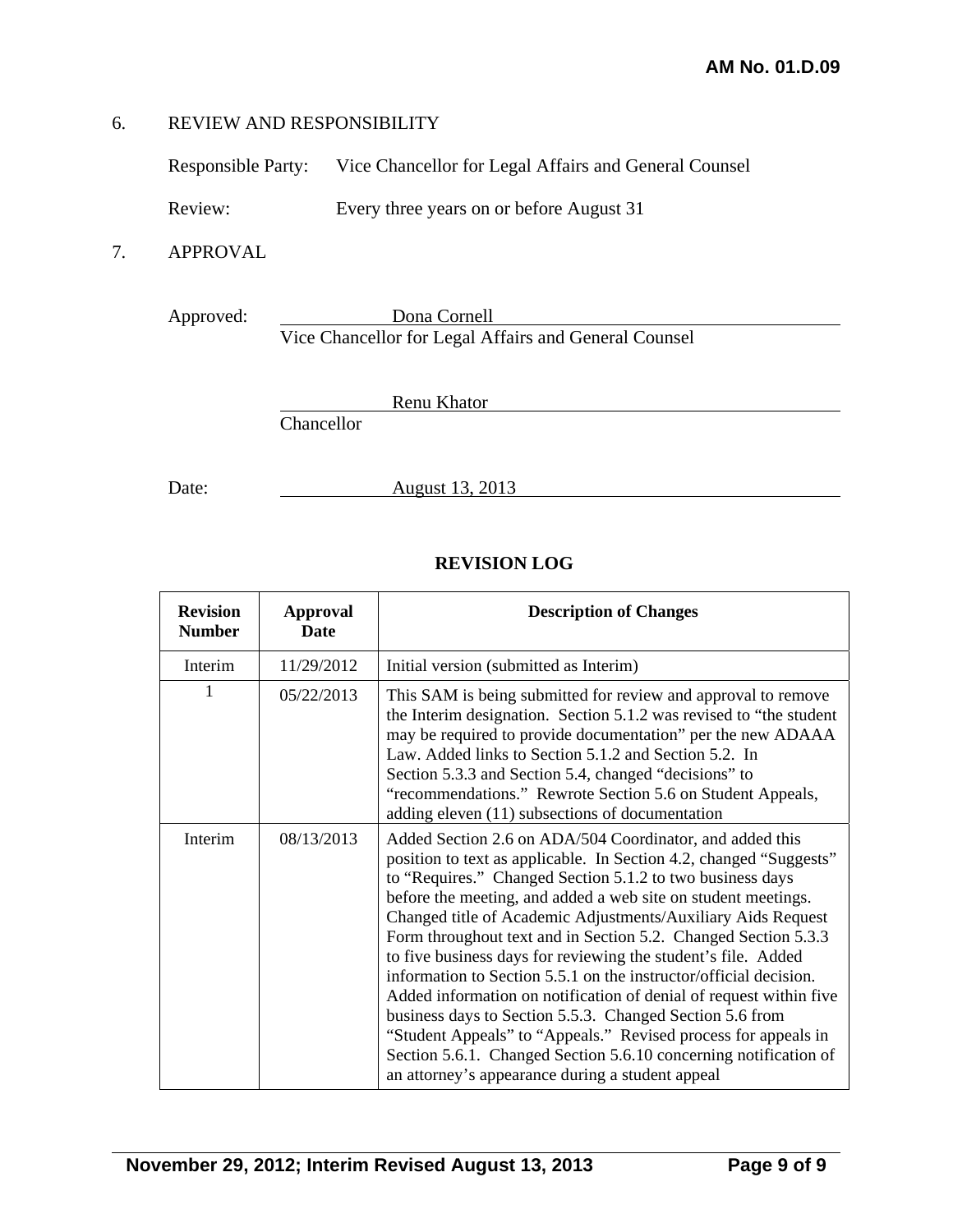## 6. REVIEW AND RESPONSIBILITY

Responsible Party: Vice Chancellor for Legal Affairs and General Counsel

Review: Every three years on or before August 31

## 7. APPROVAL

Approved: Dona Cornell
Vice Chancellor for Legal Affairs and General Counsel

Renu Khator
Chancellor

Date: August 13, 2013

### REVISION LOG

| Revision Number | Approval Date | Description of Changes |
|---|---|---|
| Interim | 11/29/2012 | Initial version (submitted as Interim) |
| 1 | 05/22/2013 | This SAM is being submitted for review and approval to remove the Interim designation. Section 5.1.2 was revised to "the student may be required to provide documentation" per the new ADAAA Law. Added links to Section 5.1.2 and Section 5.2. In Section 5.3.3 and Section 5.4, changed "decisions" to "recommendations." Rewrote Section 5.6 on Student Appeals, adding eleven (11) subsections of documentation |
| Interim | 08/13/2013 | Added Section 2.6 on ADA/504 Coordinator, and added this position to text as applicable. In Section 4.2, changed "Suggests" to "Requires." Changed Section 5.1.2 to two business days before the meeting, and added a web site on student meetings. Changed title of Academic Adjustments/Auxiliary Aids Request Form throughout text and in Section 5.2. Changed Section 5.3.3 to five business days for reviewing the student's file. Added information to Section 5.5.1 on the instructor/official decision. Added information on notification of denial of request within five business days to Section 5.5.3. Changed Section 5.6 from "Student Appeals" to "Appeals." Revised process for appeals in Section 5.6.1. Changed Section 5.6.10 concerning notification of an attorney's appearance during a student appeal |